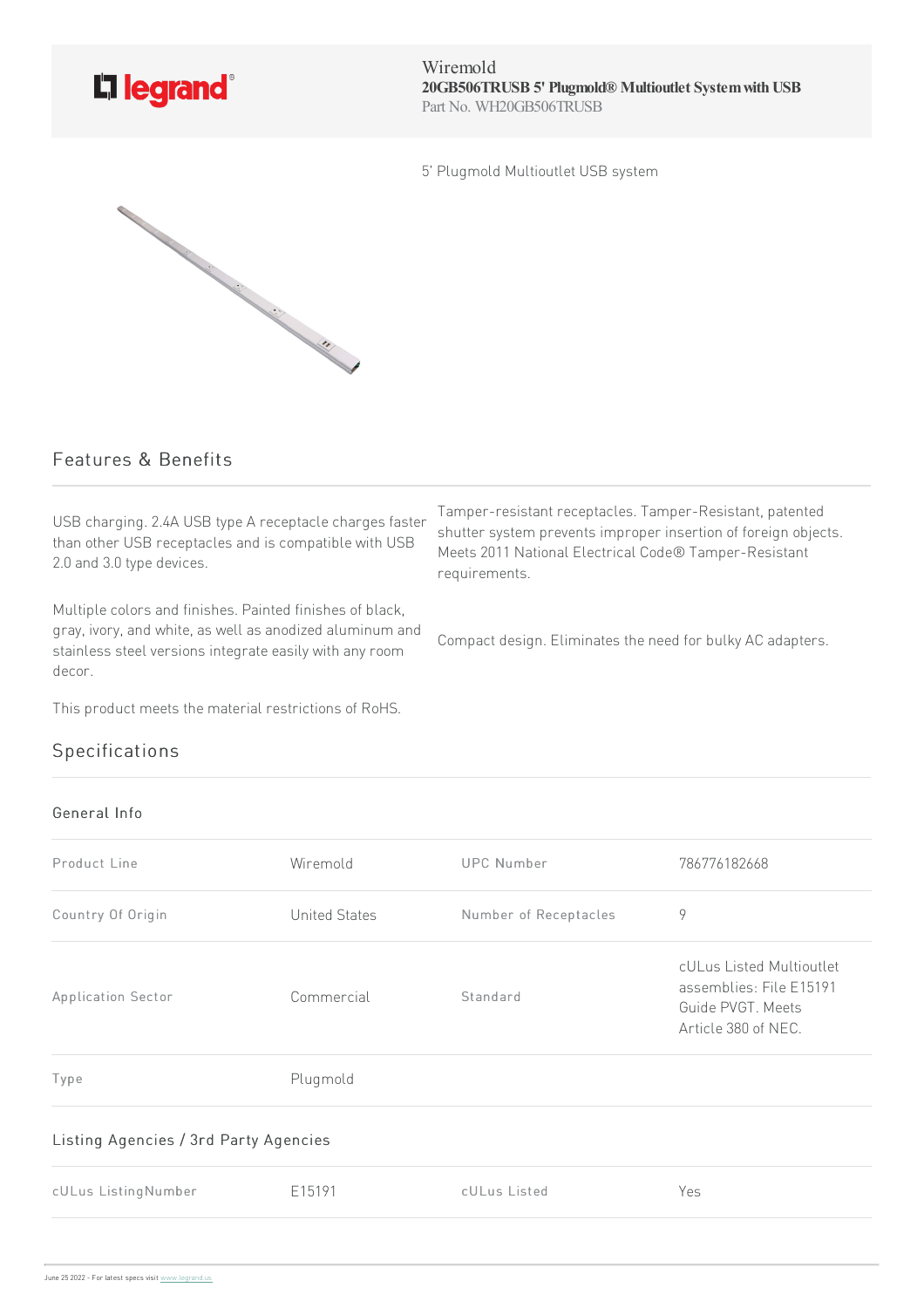Wiremold
**20GB506TRUSB 5' Plugmold® Multioutlet System with USB**
Part No. WH20GB506TRUSB

5' Plugmold Multioutlet USB system

## Features & Benefits

USB charging. 2.4A USB type A receptacle charges faster than other USB receptacles and is compatible with USB 2.0 and 3.0 type devices.

Multiple colors and finishes. Painted finishes of black, gray, ivory, and white, as well as anodized aluminum and stainless steel versions integrate easily with any room decor.

This product meets the material restrictions of RoHS.

Tamper-resistant receptacles. Tamper-Resistant, patented shutter system prevents improper insertion of foreign objects. Meets 2011 National Electrical Code® Tamper-Resistant requirements.

Compact design. Eliminates the need for bulky AC adapters.

## Specifications

### General Info

| | | | |
|---|---|---|---|
| Product Line | Wiremold | UPC Number | 786776182668 |
| Country Of Origin | United States | Number of Receptacles | 9 |
| Application Sector | Commercial | Standard | cULus Listed Multioutlet assemblies: File E15191 Guide PVGT. Meets Article 380 of NEC. |
| Type | Plugmold | | |

### Listing Agencies / 3rd Party Agencies

| | | | |
|---|---|---|---|
| cULus ListingNumber | E15191 | cULus Listed | Yes |

June 25 2022 - For latest specs visit www.legrand.us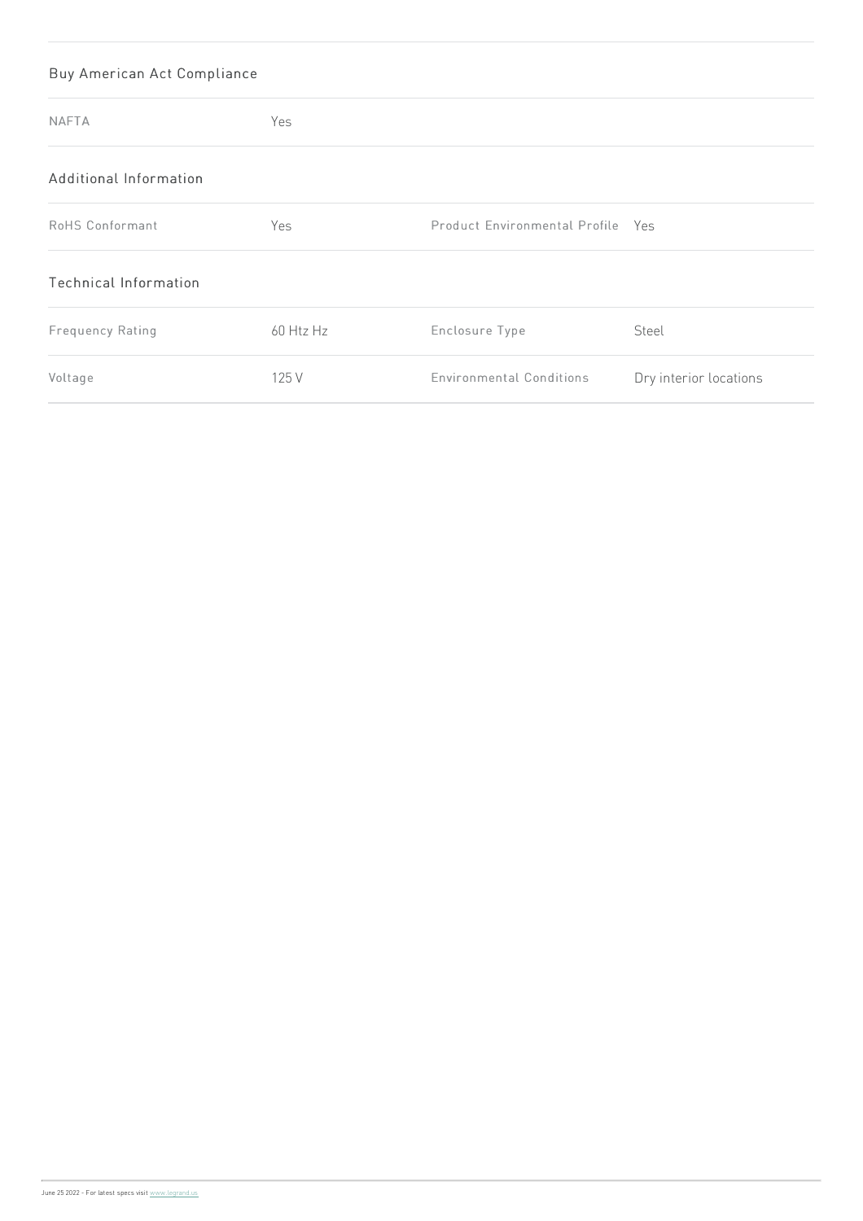## Buy American Act Compliance

| | |
|---|---|
| NAFTA | Yes |

## Additional Information

| | | | |
|---|---|---|---|
| RoHS Conformant | Yes | Product Environmental Profile | Yes |

## Technical Information

| | | | |
|---|---|---|---|
| Frequency Rating | 60 Htz Hz | Enclosure Type | Steel |
| Voltage | 125 V | Environmental Conditions | Dry interior locations |

June 25 2022 - For latest specs visit www.legrand.us